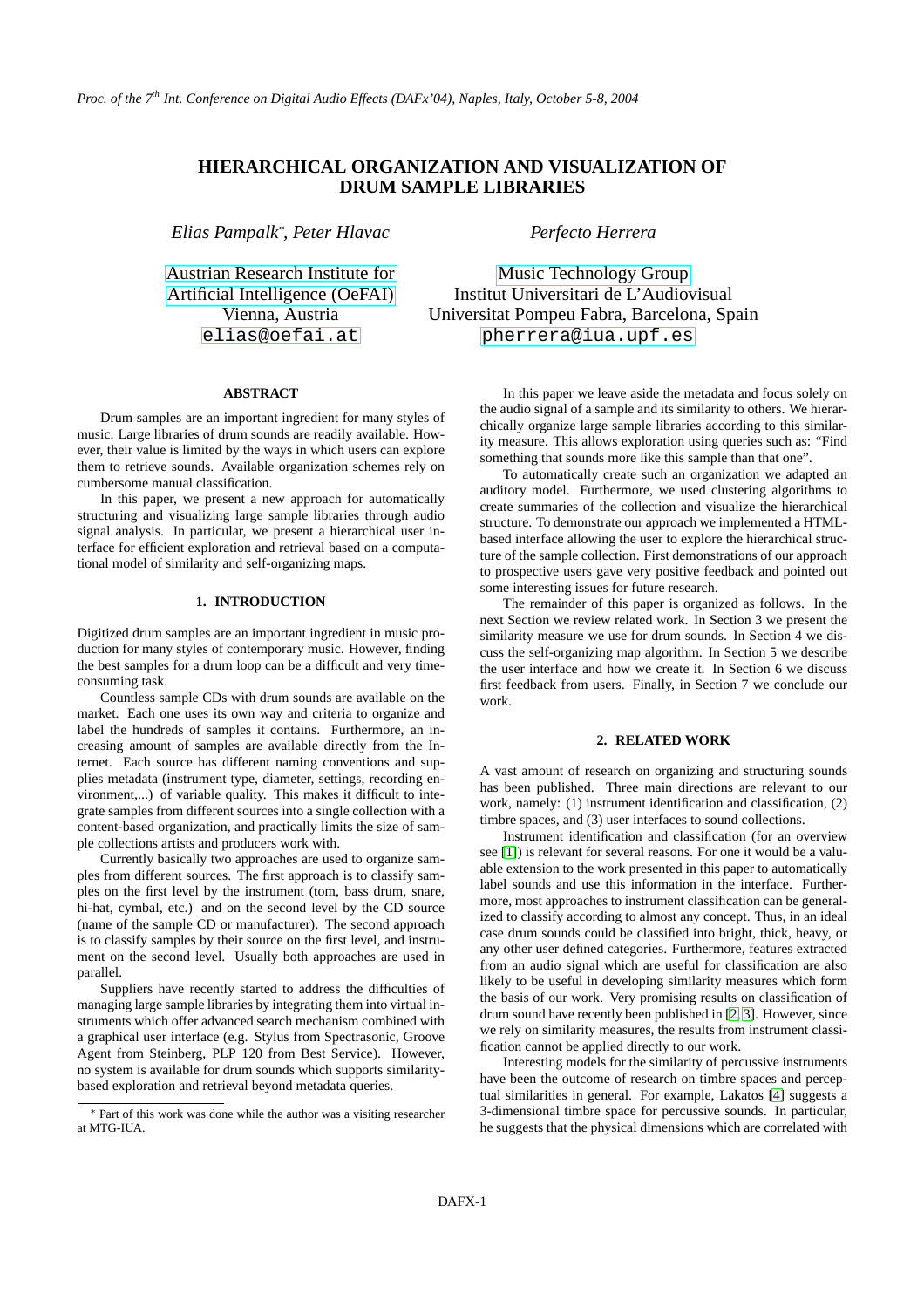# HIERARCHICAL ORGANIZATION AND VISUALIZATION OF DRUM SAMPLE LIBRARIES

*Elias Pampalk*, Peter Hlavac*

Austrian Research Institute for Artificial Intelligence (OeFAI)
Vienna, Austria
elias@oefai.at

*Perfecto Herrera*

Music Technology Group
Institut Universitari de L'Audiovisual
Universitat Pompeu Fabra, Barcelona, Spain
pherrera@iua.upf.es

## ABSTRACT

Drum samples are an important ingredient for many styles of music. Large libraries of drum sounds are readily available. However, their value is limited by the ways in which users can explore them to retrieve sounds. Available organization schemes rely on cumbersome manual classification.

In this paper, we present a new approach for automatically structuring and visualizing large sample libraries through audio signal analysis. In particular, we present a hierarchical user interface for efficient exploration and retrieval based on a computational model of similarity and self-organizing maps.

## 1. INTRODUCTION

Digitized drum samples are an important ingredient in music production for many styles of contemporary music. However, finding the best samples for a drum loop can be a difficult and very time-consuming task.

Countless sample CDs with drum sounds are available on the market. Each one uses its own way and criteria to organize and label the hundreds of samples it contains. Furthermore, an increasing amount of samples are available directly from the Internet. Each source has different naming conventions and supplies metadata (instrument type, diameter, settings, recording environment,...) of variable quality. This makes it difficult to integrate samples from different sources into a single collection with a content-based organization, and practically limits the size of sample collections artists and producers work with.

Currently basically two approaches are used to organize samples from different sources. The first approach is to classify samples on the first level by the instrument (tom, bass drum, snare, hi-hat, cymbal, etc.) and on the second level by the CD source (name of the sample CD or manufacturer). The second approach is to classify samples by their source on the first level, and instrument on the second level. Usually both approaches are used in parallel.

Suppliers have recently started to address the difficulties of managing large sample libraries by integrating them into virtual instruments which offer advanced search mechanism combined with a graphical user interface (e.g. Stylus from Spectrasonic, Groove Agent from Steinberg, PLP 120 from Best Service). However, no system is available for drum sounds which supports similarity-based exploration and retrieval beyond metadata queries.

* Part of this work was done while the author was a visiting researcher at MTG-IUA.

In this paper we leave aside the metadata and focus solely on the audio signal of a sample and its similarity to others. We hierarchically organize large sample libraries according to this similarity measure. This allows exploration using queries such as: "Find something that sounds more like this sample than that one".

To automatically create such an organization we adapted an auditory model. Furthermore, we used clustering algorithms to create summaries of the collection and visualize the hierarchical structure. To demonstrate our approach we implemented a HTML-based interface allowing the user to explore the hierarchical structure of the sample collection. First demonstrations of our approach to prospective users gave very positive feedback and pointed out some interesting issues for future research.

The remainder of this paper is organized as follows. In the next Section we review related work. In Section 3 we present the similarity measure we use for drum sounds. In Section 4 we discuss the self-organizing map algorithm. In Section 5 we describe the user interface and how we create it. In Section 6 we discuss first feedback from users. Finally, in Section 7 we conclude our work.

## 2. RELATED WORK

A vast amount of research on organizing and structuring sounds has been published. Three main directions are relevant to our work, namely: (1) instrument identification and classification, (2) timbre spaces, and (3) user interfaces to sound collections.

Instrument identification and classification (for an overview see [1]) is relevant for several reasons. For one it would be a valuable extension to the work presented in this paper to automatically label sounds and use this information in the interface. Furthermore, most approaches to instrument classification can be generalized to classify according to almost any concept. Thus, in an ideal case drum sounds could be classified into bright, thick, heavy, or any other user defined categories. Furthermore, features extracted from an audio signal which are useful for classification are also likely to be useful in developing similarity measures which form the basis of our work. Very promising results on classification of drum sound have recently been published in [2, 3]. However, since we rely on similarity measures, the results from instrument classification cannot be applied directly to our work.

Interesting models for the similarity of percussive instruments have been the outcome of research on timbre spaces and perceptual similarities in general. For example, Lakatos [4] suggests a 3-dimensional timbre space for percussive sounds. In particular, he suggests that the physical dimensions which are correlated with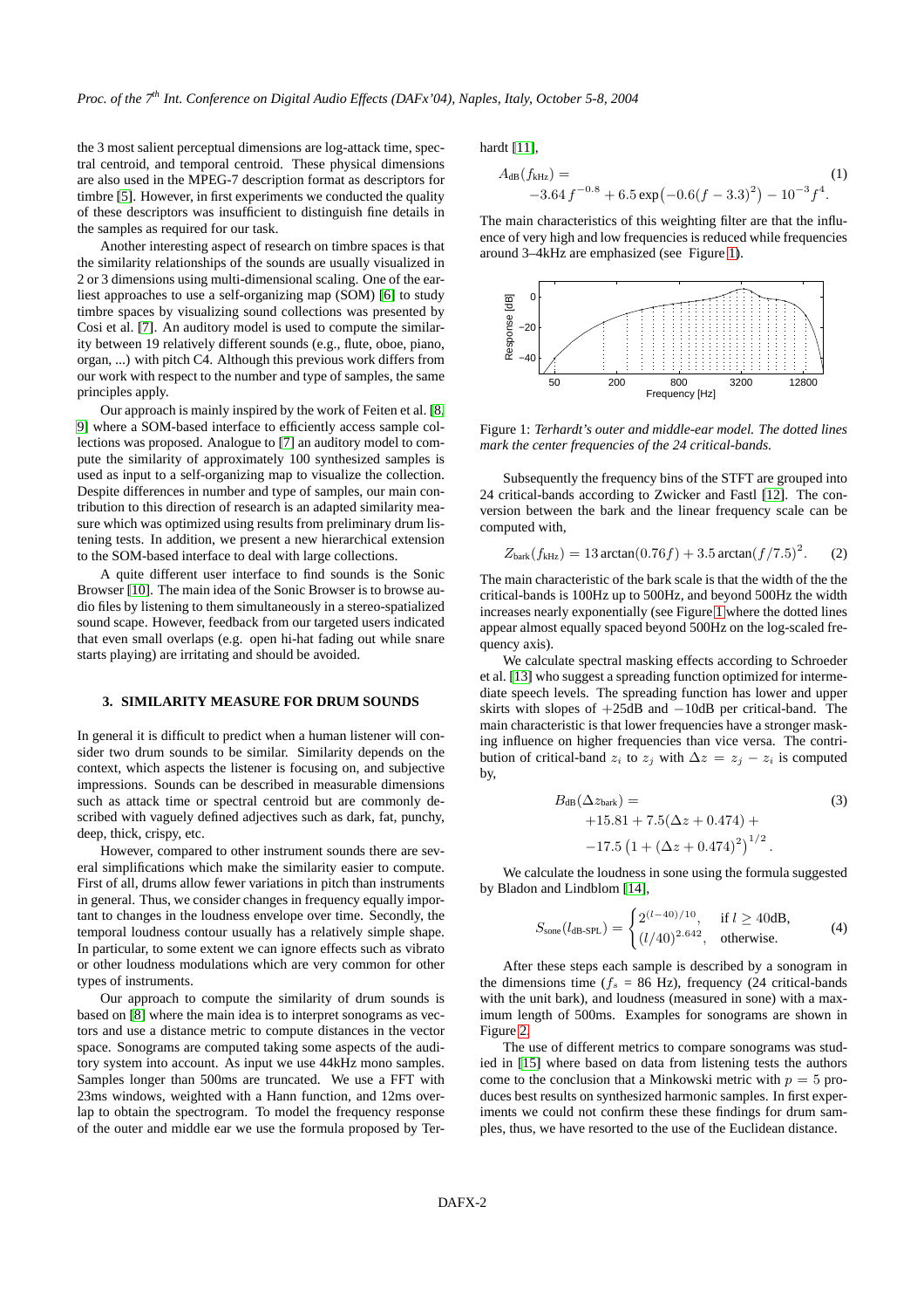the 3 most salient perceptual dimensions are log-attack time, spectral centroid, and temporal centroid. These physical dimensions are also used in the MPEG-7 description format as descriptors for timbre [5]. However, in first experiments we conducted the quality of these descriptors was insufficient to distinguish fine details in the samples as required for our task.

Another interesting aspect of research on timbre spaces is that the similarity relationships of the sounds are usually visualized in 2 or 3 dimensions using multi-dimensional scaling. One of the earliest approaches to use a self-organizing map (SOM) [6] to study timbre spaces by visualizing sound collections was presented by Cosi et al. [7]. An auditory model is used to compute the similarity between 19 relatively different sounds (e.g., flute, oboe, piano, organ, ...) with pitch C4. Although this previous work differs from our work with respect to the number and type of samples, the same principles apply.

Our approach is mainly inspired by the work of Feiten et al. [8, 9] where a SOM-based interface to efficiently access sample collections was proposed. Analogue to [7] an auditory model to compute the similarity of approximately 100 synthesized samples is used as input to a self-organizing map to visualize the collection. Despite differences in number and type of samples, our main contribution to this direction of research is an adapted similarity measure which was optimized using results from preliminary drum listening tests. In addition, we present a new hierarchical extension to the SOM-based interface to deal with large collections.

A quite different user interface to find sounds is the Sonic Browser [10]. The main idea of the Sonic Browser is to browse audio files by listening to them simultaneously in a stereo-spatialized sound scape. However, feedback from our targeted users indicated that even small overlaps (e.g. open hi-hat fading out while snare starts playing) are irritating and should be avoided.

## 3. SIMILARITY MEASURE FOR DRUM SOUNDS

In general it is difficult to predict when a human listener will consider two drum sounds to be similar. Similarity depends on the context, which aspects the listener is focusing on, and subjective impressions. Sounds can be described in measurable dimensions such as attack time or spectral centroid but are commonly described with vaguely defined adjectives such as dark, fat, punchy, deep, thick, crispy, etc.

However, compared to other instrument sounds there are several simplifications which make the similarity easier to compute. First of all, drums allow fewer variations in pitch than instruments in general. Thus, we consider changes in frequency equally important to changes in the loudness envelope over time. Secondly, the temporal loudness contour usually has a relatively simple shape. In particular, to some extent we can ignore effects such as vibrato or other loudness modulations which are very common for other types of instruments.

Our approach to compute the similarity of drum sounds is based on [8] where the main idea is to interpret sonograms as vectors and use a distance metric to compute distances in the vector space. Sonograms are computed taking some aspects of the auditory system into account. As input we use 44kHz mono samples. Samples longer than 500ms are truncated. We use a FFT with 23ms windows, weighted with a Hann function, and 12ms overlap to obtain the spectrogram. To model the frequency response of the outer and middle ear we use the formula proposed by Terhardt [11],

$$A_{\text{dB}}(f_{\text{kHz}}) = -3.64\,f^{-0.8} + 6.5\exp\big(-0.6(f-3.3)^2\big) - 10^{-3}f^4. \tag{1}$$

The main characteristics of this weighting filter are that the influence of very high and low frequencies is reduced while frequencies around 3–4kHz are emphasized (see Figure 1).

Figure 1: *Terhardt's outer and middle-ear model. The dotted lines mark the center frequencies of the 24 critical-bands.*

Subsequently the frequency bins of the STFT are grouped into 24 critical-bands according to Zwicker and Fastl [12]. The conversion between the bark and the linear frequency scale can be computed with,

$$Z_{\text{bark}}(f_{\text{kHz}}) = 13\arctan(0.76f) + 3.5\arctan(f/7.5)^2. \tag{2}$$

The main characteristic of the bark scale is that the width of the the critical-bands is 100Hz up to 500Hz, and beyond 500Hz the width increases nearly exponentially (see Figure 1 where the dotted lines appear almost equally spaced beyond 500Hz on the log-scaled frequency axis).

We calculate spectral masking effects according to Schroeder et al. [13] who suggest a spreading function optimized for intermediate speech levels. The spreading function has lower and upper skirts with slopes of $+25$dB and $-10$dB per critical-band. The main characteristic is that lower frequencies have a stronger masking influence on higher frequencies than vice versa. The contribution of critical-band $z_i$ to $z_j$ with $\Delta z = z_j - z_i$ is computed by,

$$B_{\text{dB}}(\Delta z_{\text{bark}}) = +15.81 + 7.5(\Delta z + 0.474) + -17.5\left(1 + (\Delta z + 0.474)^2\right)^{1/2}. \tag{3}$$

We calculate the loudness in sone using the formula suggested by Bladon and Lindblom [14],

$$S_{\text{sone}}(l_{\text{dB-SPL}}) = \begin{cases} 2^{(l-40)/10}, & \text{if } l \geq 40\text{dB}, \\ (l/40)^{2.642}, & \text{otherwise.} \end{cases} \tag{4}$$

After these steps each sample is described by a sonogram in the dimensions time ($f_s$ = 86 Hz), frequency (24 critical-bands with the unit bark), and loudness (measured in sone) with a maximum length of 500ms. Examples for sonograms are shown in Figure 2.

The use of different metrics to compare sonograms was studied in [15] where based on data from listening tests the authors come to the conclusion that a Minkowski metric with $p = 5$ produces best results on synthesized harmonic samples. In first experiments we could not confirm these these findings for drum samples, thus, we have resorted to the use of the Euclidean distance.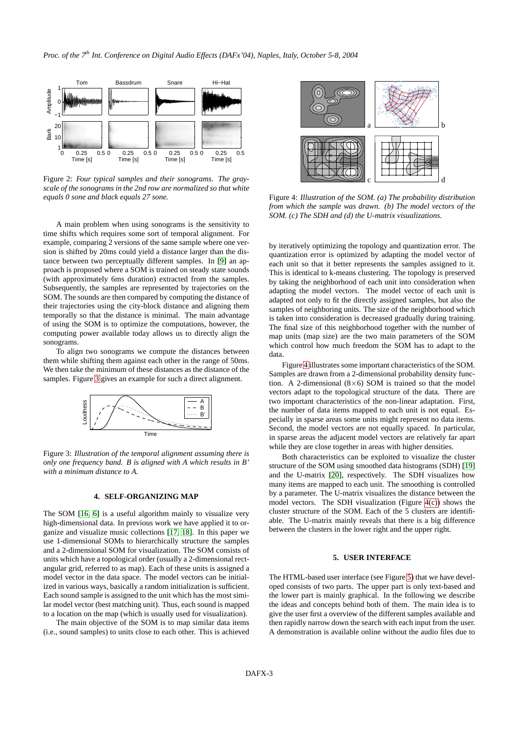Figure 2: *Four typical samples and their sonograms. The gray-scale of the sonograms in the 2nd row are normalized so that white equals 0 sone and black equals 27 sone.*

A main problem when using sonograms is the sensitivity to time shifts which requires some sort of temporal alignment. For example, comparing 2 versions of the same sample where one version is shifted by 20ms could yield a distance larger than the distance between two perceptually different samples. In [9] an approach is proposed where a SOM is trained on steady state sounds (with approximately 6ms duration) extracted from the samples. Subsequently, the samples are represented by trajectories on the SOM. The sounds are then compared by computing the distance of their trajectories using the city-block distance and aligning them temporally so that the distance is minimal. The main advantage of using the SOM is to optimize the computations, however, the computing power available today allows us to directly align the sonograms.

To align two sonograms we compute the distances between them while shifting them against each other in the range of 50ms. We then take the minimum of these distances as the distance of the samples. Figure 3 gives an example for such a direct alignment.

Figure 3: *Illustration of the temporal alignment assuming there is only one frequency band. B is aligned with A which results in B' with a minimum distance to A.*

## 4. SELF-ORGANIZING MAP

The SOM [16, 6] is a useful algorithm mainly to visualize very high-dimensional data. In previous work we have applied it to organize and visualize music collections [17, 18]. In this paper we use 1-dimensional SOMs to hierarchically structure the samples and a 2-dimensional SOM for visualization. The SOM consists of units which have a topological order (usually a 2-dimensional rectangular grid, referred to as map). Each of these units is assigned a model vector in the data space. The model vectors can be initialized in various ways, basically a random initialization is sufficient. Each sound sample is assigned to the unit which has the most similar model vector (best matching unit). Thus, each sound is mapped to a location on the map (which is usually used for visualization).

The main objective of the SOM is to map similar data items (i.e., sound samples) to units close to each other. This is achieved by iteratively optimizing the topology and quantization error. The quantization error is optimized by adapting the model vector of each unit so that it better represents the samples assigned to it. This is identical to k-means clustering. The topology is preserved by taking the neighborhood of each unit into consideration when adapting the model vectors. The model vector of each unit is adapted not only to fit the directly assigned samples, but also the samples of neighboring units. The size of the neighborhood which is taken into consideration is decreased gradually during training. The final size of this neighborhood together with the number of map units (map size) are the two main parameters of the SOM which control how much freedom the SOM has to adapt to the data.

Figure 4: *Illustration of the SOM. (a) The probability distribution from which the sample was drawn. (b) The model vectors of the SOM. (c) The SDH and (d) the U-matrix visualizations.*

Figure 4 illustrates some important characteristics of the SOM. Samples are drawn from a 2-dimensional probability density function. A 2-dimensional ($8\times6$) SOM is trained so that the model vectors adapt to the topological structure of the data. There are two important characteristics of the non-linear adaptation. First, the number of data items mapped to each unit is not equal. Especially in sparse areas some units might represent no data items. Second, the model vectors are not equally spaced. In particular, in sparse areas the adjacent model vectors are relatively far apart while they are close together in areas with higher densities.

Both characteristics can be exploited to visualize the cluster structure of the SOM using smoothed data histograms (SDH) [19] and the U-matrix [20], respectively. The SDH visualizes how many items are mapped to each unit. The smoothing is controlled by a parameter. The U-matrix visualizes the distance between the model vectors. The SDH visualization (Figure 4(c)) shows the cluster structure of the SOM. Each of the 5 clusters are identifiable. The U-matrix mainly reveals that there is a big difference between the clusters in the lower right and the upper right.

## 5. USER INTERFACE

The HTML-based user interface (see Figure 5) that we have developed consists of two parts. The upper part is only text-based and the lower part is mainly graphical. In the following we describe the ideas and concepts behind both of them. The main idea is to give the user first a overview of the different samples available and then rapidly narrow down the search with each input from the user. A demonstration is available online without the audio files due to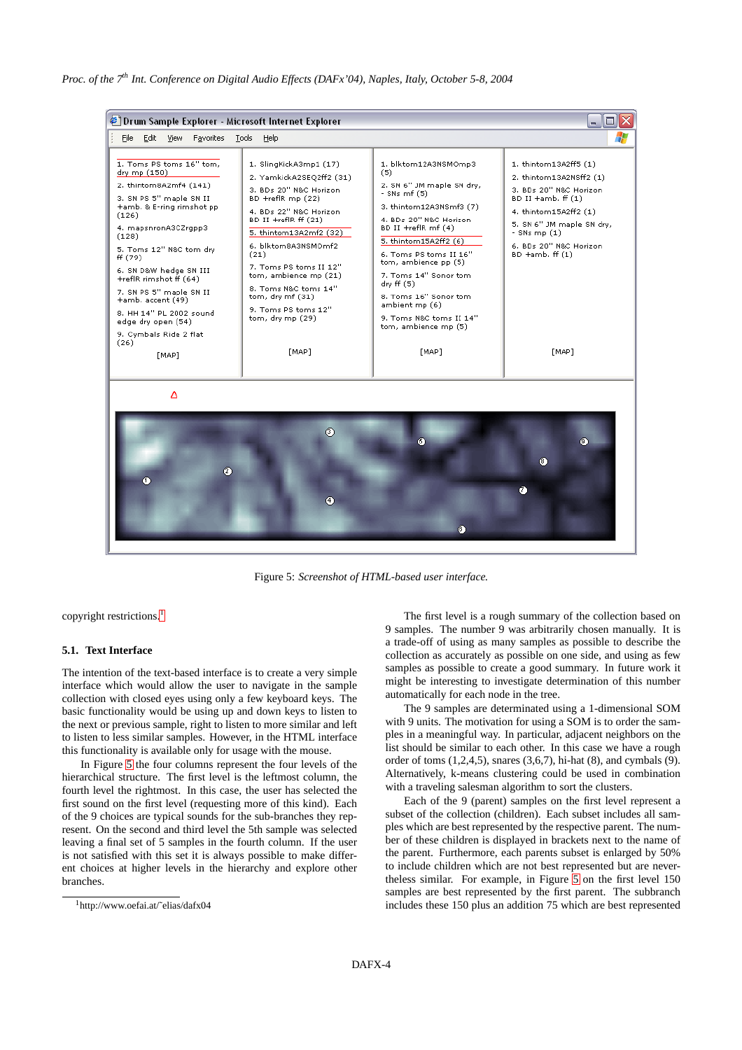Figure 5: *Screenshot of HTML-based user interface.*

copyright restrictions.[1]

### 5.1. Text Interface

The intention of the text-based interface is to create a very simple interface which would allow the user to navigate in the sample collection with closed eyes using only a few keyboard keys. The basic functionality would be using up and down keys to listen to the next or previous sample, right to listen to more similar and left to listen to less similar samples. However, in the HTML interface this functionality is available only for usage with the mouse.

In Figure 5 the four columns represent the four levels of the hierarchical structure. The first level is the leftmost column, the fourth level the rightmost. In this case, the user has selected the first sound on the first level (requesting more of this kind). Each of the 9 choices are typical sounds for the sub-branches they represent. On the second and third level the 5th sample was selected leaving a final set of 5 samples in the fourth column. If the user is not satisfied with this set it is always possible to make different choices at higher levels in the hierarchy and explore other branches.

[1] http://www.oefai.at/˜elias/dafx04

The first level is a rough summary of the collection based on 9 samples. The number 9 was arbitrarily chosen manually. It is a trade-off of using as many samples as possible to describe the collection as accurately as possible on one side, and using as few samples as possible to create a good summary. In future work it might be interesting to investigate determination of this number automatically for each node in the tree.

The 9 samples are determinated using a 1-dimensional SOM with 9 units. The motivation for using a SOM is to order the samples in a meaningful way. In particular, adjacent neighbors on the list should be similar to each other. In this case we have a rough order of toms (1,2,4,5), snares (3,6,7), hi-hat (8), and cymbals (9). Alternatively, k-means clustering could be used in combination with a traveling salesman algorithm to sort the clusters.

Each of the 9 (parent) samples on the first level represent a subset of the collection (children). Each subset includes all samples which are best represented by the respective parent. The number of these children is displayed in brackets next to the name of the parent. Furthermore, each parents subset is enlarged by 50% to include children which are not best represented but are nevertheless similar. For example, in Figure 5 on the first level 150 samples are best represented by the first parent. The subbranch includes these 150 plus an addition 75 which are best represented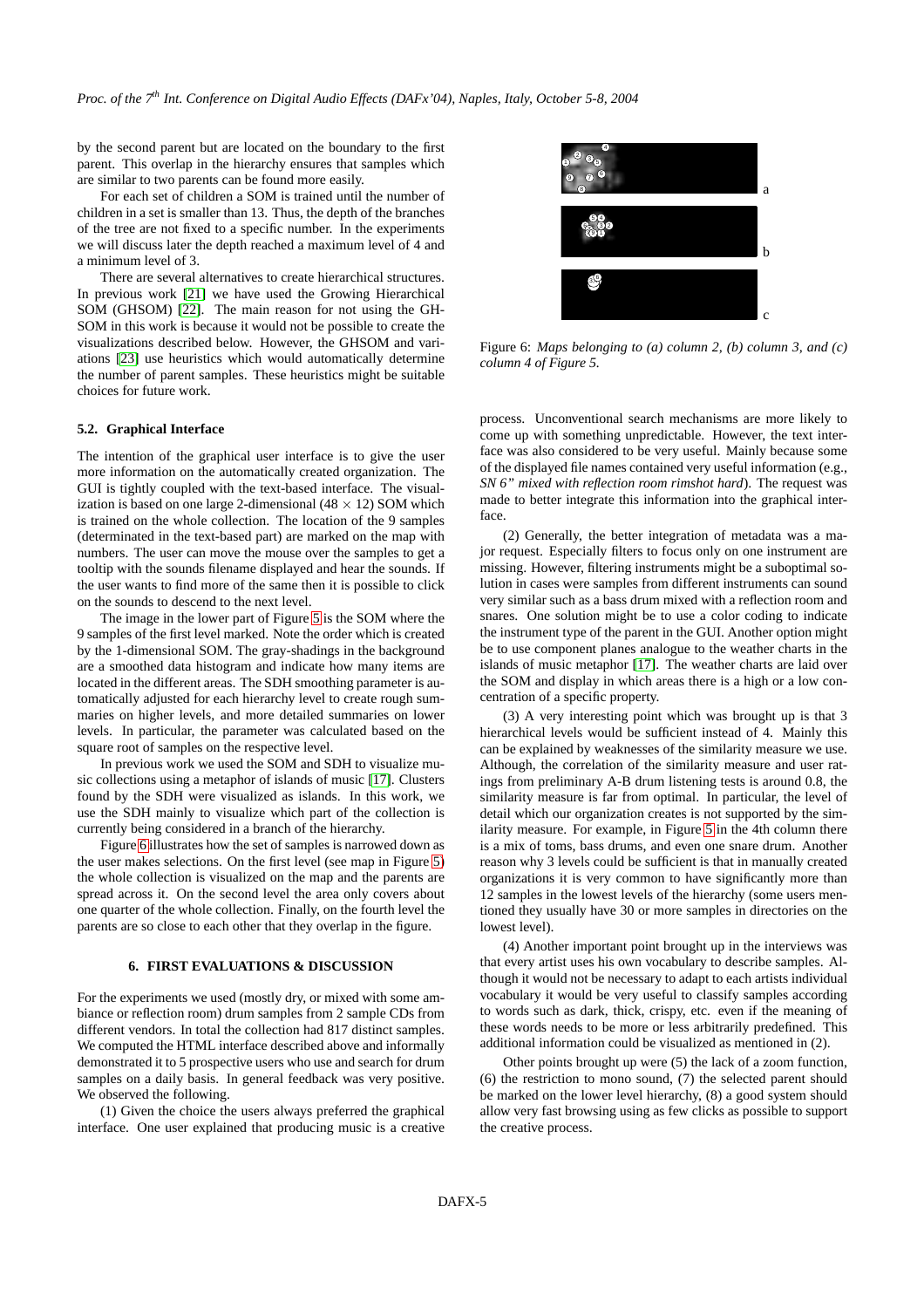by the second parent but are located on the boundary to the first parent. This overlap in the hierarchy ensures that samples which are similar to two parents can be found more easily.

For each set of children a SOM is trained until the number of children in a set is smaller than 13. Thus, the depth of the branches of the tree are not fixed to a specific number. In the experiments we will discuss later the depth reached a maximum level of 4 and a minimum level of 3.

There are several alternatives to create hierarchical structures. In previous work [21] we have used the Growing Hierarchical SOM (GHSOM) [22]. The main reason for not using the GHSOM in this work is because it would not be possible to create the visualizations described below. However, the GHSOM and variations [23] use heuristics which would automatically determine the number of parent samples. These heuristics might be suitable choices for future work.

### 5.2. Graphical Interface

The intention of the graphical user interface is to give the user more information on the automatically created organization. The GUI is tightly coupled with the text-based interface. The visualization is based on one large 2-dimensional ($48 \times 12$) SOM which is trained on the whole collection. The location of the 9 samples (determinated in the text-based part) are marked on the map with numbers. The user can move the mouse over the samples to get a tooltip with the sounds filename displayed and hear the sounds. If the user wants to find more of the same then it is possible to click on the sounds to descend to the next level.

The image in the lower part of Figure 5 is the SOM where the 9 samples of the first level marked. Note the order which is created by the 1-dimensional SOM. The gray-shadings in the background are a smoothed data histogram and indicate how many items are located in the different areas. The SDH smoothing parameter is automatically adjusted for each hierarchy level to create rough summaries on higher levels, and more detailed summaries on lower levels. In particular, the parameter was calculated based on the square root of samples on the respective level.

In previous work we used the SOM and SDH to visualize music collections using a metaphor of islands of music [17]. Clusters found by the SDH were visualized as islands. In this work, we use the SDH mainly to visualize which part of the collection is currently being considered in a branch of the hierarchy.

Figure 6 illustrates how the set of samples is narrowed down as the user makes selections. On the first level (see map in Figure 5) the whole collection is visualized on the map and the parents are spread across it. On the second level the area only covers about one quarter of the whole collection. Finally, on the fourth level the parents are so close to each other that they overlap in the figure.

Figure 6: *Maps belonging to (a) column 2, (b) column 3, and (c) column 4 of Figure 5.*

## 6. FIRST EVALUATIONS & DISCUSSION

For the experiments we used (mostly dry, or mixed with some ambiance or reflection room) drum samples from 2 sample CDs from different vendors. In total the collection had 817 distinct samples. We computed the HTML interface described above and informally demonstrated it to 5 prospective users who use and search for drum samples on a daily basis. In general feedback was very positive. We observed the following.

(1) Given the choice the users always preferred the graphical interface. One user explained that producing music is a creative process. Unconventional search mechanisms are more likely to come up with something unpredictable. However, the text interface was also considered to be very useful. Mainly because some of the displayed file names contained very useful information (e.g., *SN 6" mixed with reflection room rimshot hard*). The request was made to better integrate this information into the graphical interface.

(2) Generally, the better integration of metadata was a major request. Especially filters to focus only on one instrument are missing. However, filtering instruments might be a suboptimal solution in cases were samples from different instruments can sound very similar such as a bass drum mixed with a reflection room and snares. One solution might be to use a color coding to indicate the instrument type of the parent in the GUI. Another option might be to use component planes analogue to the weather charts in the islands of music metaphor [17]. The weather charts are laid over the SOM and display in which areas there is a high or a low concentration of a specific property.

(3) A very interesting point which was brought up is that 3 hierarchical levels would be sufficient instead of 4. Mainly this can be explained by weaknesses of the similarity measure we use. Although, the correlation of the similarity measure and user ratings from preliminary A-B drum listening tests is around 0.8, the similarity measure is far from optimal. In particular, the level of detail which our organization creates is not supported by the similarity measure. For example, in Figure 5 in the 4th column there is a mix of toms, bass drums, and even one snare drum. Another reason why 3 levels could be sufficient is that in manually created organizations it is very common to have significantly more than 12 samples in the lowest levels of the hierarchy (some users mentioned they usually have 30 or more samples in directories on the lowest level).

(4) Another important point brought up in the interviews was that every artist uses his own vocabulary to describe samples. Although it would not be necessary to adapt to each artists individual vocabulary it would be very useful to classify samples according to words such as dark, thick, crispy, etc. even if the meaning of these words needs to be more or less arbitrarily predefined. This additional information could be visualized as mentioned in (2).

Other points brought up were (5) the lack of a zoom function, (6) the restriction to mono sound, (7) the selected parent should be marked on the lower level hierarchy, (8) a good system should allow very fast browsing using as few clicks as possible to support the creative process.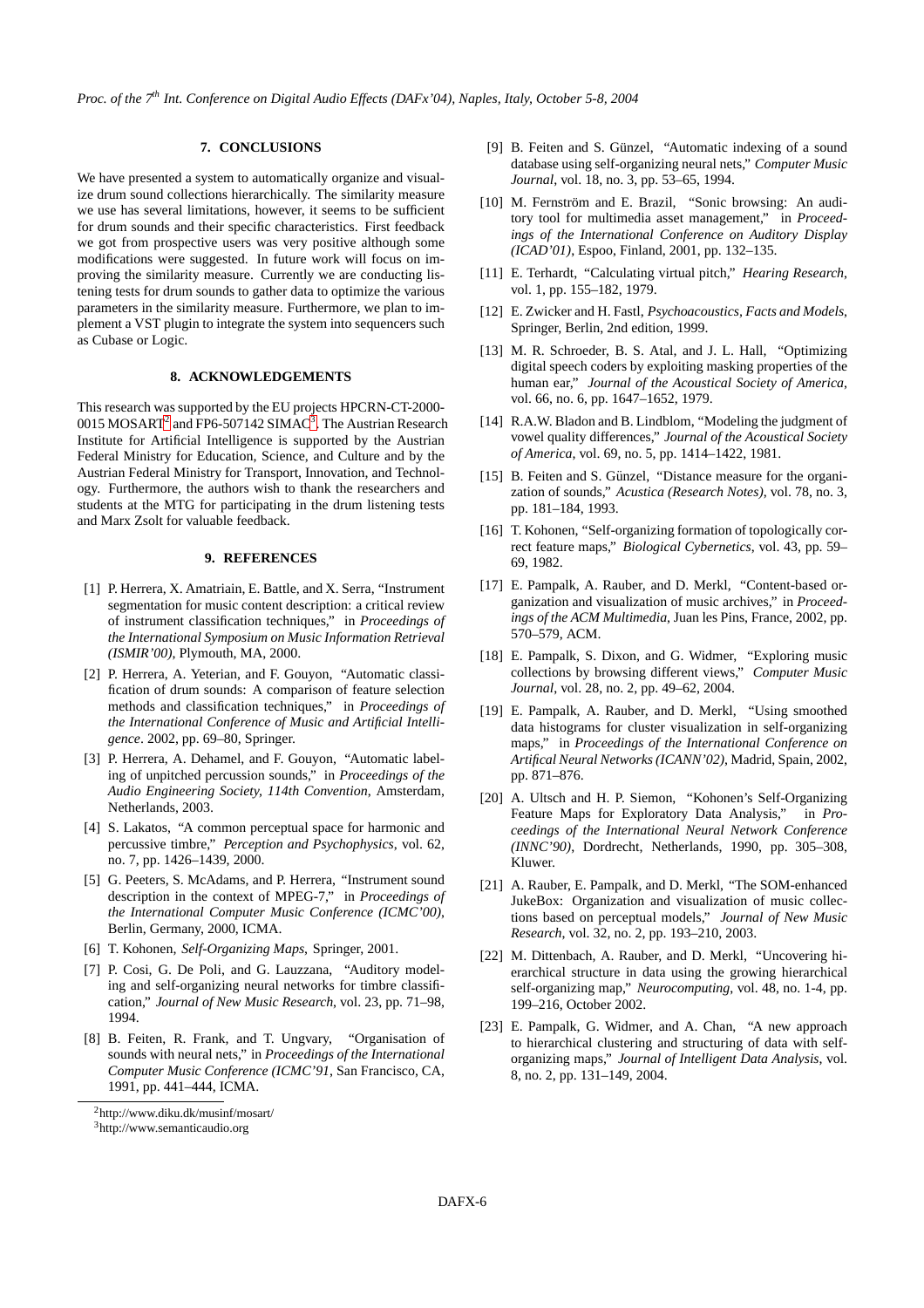## 7. CONCLUSIONS

We have presented a system to automatically organize and visualize drum sound collections hierarchically. The similarity measure we use has several limitations, however, it seems to be sufficient for drum sounds and their specific characteristics. First feedback we got from prospective users was very positive although some modifications were suggested. In future work will focus on improving the similarity measure. Currently we are conducting listening tests for drum sounds to gather data to optimize the various parameters in the similarity measure. Furthermore, we plan to implement a VST plugin to integrate the system into sequencers such as Cubase or Logic.

## 8. ACKNOWLEDGEMENTS

This research was supported by the EU projects HPCRN-CT-2000-0015 MOSART[2] and FP6-507142 SIMAC[3]. The Austrian Research Institute for Artificial Intelligence is supported by the Austrian Federal Ministry for Education, Science, and Culture and by the Austrian Federal Ministry for Transport, Innovation, and Technology. Furthermore, the authors wish to thank the researchers and students at the MTG for participating in the drum listening tests and Marx Zsolt for valuable feedback.

## 9. REFERENCES

[1] P. Herrera, X. Amatriain, E. Battle, and X. Serra, "Instrument segmentation for music content description: a critical review of instrument classification techniques," in *Proceedings of the International Symposium on Music Information Retrieval (ISMIR'00)*, Plymouth, MA, 2000.

[2] P. Herrera, A. Yeterian, and F. Gouyon, "Automatic classification of drum sounds: A comparison of feature selection methods and classification techniques," in *Proceedings of the International Conference of Music and Artificial Intelligence*. 2002, pp. 69–80, Springer.

[3] P. Herrera, A. Dehamel, and F. Gouyon, "Automatic labeling of unpitched percussion sounds," in *Proceedings of the Audio Engineering Society, 114th Convention*, Amsterdam, Netherlands, 2003.

[4] S. Lakatos, "A common perceptual space for harmonic and percussive timbre," *Perception and Psychophysics*, vol. 62, no. 7, pp. 1426–1439, 2000.

[5] G. Peeters, S. McAdams, and P. Herrera, "Instrument sound description in the context of MPEG-7," in *Proceedings of the International Computer Music Conference (ICMC'00)*, Berlin, Germany, 2000, ICMA.

[6] T. Kohonen, *Self-Organizing Maps*, Springer, 2001.

[7] P. Cosi, G. De Poli, and G. Lauzzana, "Auditory modeling and self-organizing neural networks for timbre classification," *Journal of New Music Research*, vol. 23, pp. 71–98, 1994.

[8] B. Feiten, R. Frank, and T. Ungvary, "Organisation of sounds with neural nets," in *Proceedings of the International Computer Music Conference (ICMC'91*, San Francisco, CA, 1991, pp. 441–444, ICMA.

[9] B. Feiten and S. Günzel, "Automatic indexing of a sound database using self-organizing neural nets," *Computer Music Journal*, vol. 18, no. 3, pp. 53–65, 1994.

[10] M. Fernström and E. Brazil, "Sonic browsing: An auditory tool for multimedia asset management," in *Proceedings of the International Conference on Auditory Display (ICAD'01)*, Espoo, Finland, 2001, pp. 132–135.

[11] E. Terhardt, "Calculating virtual pitch," *Hearing Research*, vol. 1, pp. 155–182, 1979.

[12] E. Zwicker and H. Fastl, *Psychoacoustics, Facts and Models*, Springer, Berlin, 2nd edition, 1999.

[13] M. R. Schroeder, B. S. Atal, and J. L. Hall, "Optimizing digital speech coders by exploiting masking properties of the human ear," *Journal of the Acoustical Society of America*, vol. 66, no. 6, pp. 1647–1652, 1979.

[14] R.A.W. Bladon and B. Lindblom, "Modeling the judgment of vowel quality differences," *Journal of the Acoustical Society of America*, vol. 69, no. 5, pp. 1414–1422, 1981.

[15] B. Feiten and S. Günzel, "Distance measure for the organization of sounds," *Acustica (Research Notes)*, vol. 78, no. 3, pp. 181–184, 1993.

[16] T. Kohonen, "Self-organizing formation of topologically correct feature maps," *Biological Cybernetics*, vol. 43, pp. 59–69, 1982.

[17] E. Pampalk, A. Rauber, and D. Merkl, "Content-based organization and visualization of music archives," in *Proceedings of the ACM Multimedia*, Juan les Pins, France, 2002, pp. 570–579, ACM.

[18] E. Pampalk, S. Dixon, and G. Widmer, "Exploring music collections by browsing different views," *Computer Music Journal*, vol. 28, no. 2, pp. 49–62, 2004.

[19] E. Pampalk, A. Rauber, and D. Merkl, "Using smoothed data histograms for cluster visualization in self-organizing maps," in *Proceedings of the International Conference on Artifical Neural Networks (ICANN'02)*, Madrid, Spain, 2002, pp. 871–876.

[20] A. Ultsch and H. P. Siemon, "Kohonen's Self-Organizing Feature Maps for Exploratory Data Analysis," in *Proceedings of the International Neural Network Conference (INNC'90)*, Dordrecht, Netherlands, 1990, pp. 305–308, Kluwer.

[21] A. Rauber, E. Pampalk, and D. Merkl, "The SOM-enhanced JukeBox: Organization and visualization of music collections based on perceptual models," *Journal of New Music Research*, vol. 32, no. 2, pp. 193–210, 2003.

[22] M. Dittenbach, A. Rauber, and D. Merkl, "Uncovering hierarchical structure in data using the growing hierarchical self-organizing map," *Neurocomputing*, vol. 48, no. 1-4, pp. 199–216, October 2002.

[23] E. Pampalk, G. Widmer, and A. Chan, "A new approach to hierarchical clustering and structuring of data with self-organizing maps," *Journal of Intelligent Data Analysis*, vol. 8, no. 2, pp. 131–149, 2004.

---

[2] http://www.diku.dk/musinf/mosart/

[3] http://www.semanticaudio.org